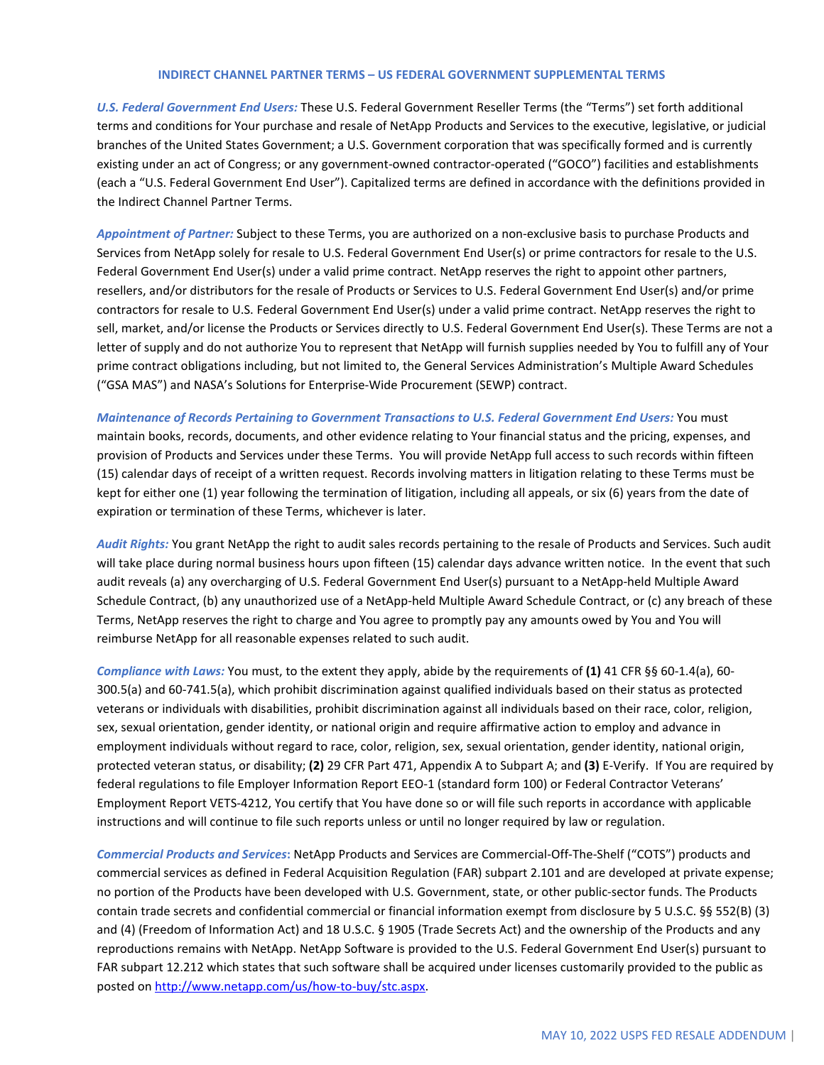## INDIRECT CHANNEL PARTNER TERMS – US FEDERAL GOVERNMENT SUPPLEMENTAL TERMS

***U.S. Federal Government End Users:*** These U.S. Federal Government Reseller Terms (the "Terms") set forth additional terms and conditions for Your purchase and resale of NetApp Products and Services to the executive, legislative, or judicial branches of the United States Government; a U.S. Government corporation that was specifically formed and is currently existing under an act of Congress; or any government-owned contractor-operated ("GOCO") facilities and establishments (each a "U.S. Federal Government End User"). Capitalized terms are defined in accordance with the definitions provided in the Indirect Channel Partner Terms.

***Appointment of Partner:*** Subject to these Terms, you are authorized on a non-exclusive basis to purchase Products and Services from NetApp solely for resale to U.S. Federal Government End User(s) or prime contractors for resale to the U.S. Federal Government End User(s) under a valid prime contract. NetApp reserves the right to appoint other partners, resellers, and/or distributors for the resale of Products or Services to U.S. Federal Government End User(s) and/or prime contractors for resale to U.S. Federal Government End User(s) under a valid prime contract. NetApp reserves the right to sell, market, and/or license the Products or Services directly to U.S. Federal Government End User(s). These Terms are not a letter of supply and do not authorize You to represent that NetApp will furnish supplies needed by You to fulfill any of Your prime contract obligations including, but not limited to, the General Services Administration's Multiple Award Schedules ("GSA MAS") and NASA's Solutions for Enterprise-Wide Procurement (SEWP) contract.

***Maintenance of Records Pertaining to Government Transactions to U.S. Federal Government End Users:*** You must maintain books, records, documents, and other evidence relating to Your financial status and the pricing, expenses, and provision of Products and Services under these Terms. You will provide NetApp full access to such records within fifteen (15) calendar days of receipt of a written request. Records involving matters in litigation relating to these Terms must be kept for either one (1) year following the termination of litigation, including all appeals, or six (6) years from the date of expiration or termination of these Terms, whichever is later.

***Audit Rights:*** You grant NetApp the right to audit sales records pertaining to the resale of Products and Services. Such audit will take place during normal business hours upon fifteen (15) calendar days advance written notice. In the event that such audit reveals (a) any overcharging of U.S. Federal Government End User(s) pursuant to a NetApp-held Multiple Award Schedule Contract, (b) any unauthorized use of a NetApp-held Multiple Award Schedule Contract, or (c) any breach of these Terms, NetApp reserves the right to charge and You agree to promptly pay any amounts owed by You and You will reimburse NetApp for all reasonable expenses related to such audit.

***Compliance with Laws:*** You must, to the extent they apply, abide by the requirements of **(1)** 41 CFR §§ 60-1.4(a), 60-300.5(a) and 60-741.5(a), which prohibit discrimination against qualified individuals based on their status as protected veterans or individuals with disabilities, prohibit discrimination against all individuals based on their race, color, religion, sex, sexual orientation, gender identity, or national origin and require affirmative action to employ and advance in employment individuals without regard to race, color, religion, sex, sexual orientation, gender identity, national origin, protected veteran status, or disability; **(2)** 29 CFR Part 471, Appendix A to Subpart A; and **(3)** E-Verify. If You are required by federal regulations to file Employer Information Report EEO-1 (standard form 100) or Federal Contractor Veterans' Employment Report VETS-4212, You certify that You have done so or will file such reports in accordance with applicable instructions and will continue to file such reports unless or until no longer required by law or regulation.

***Commercial Products and Services*****:** NetApp Products and Services are Commercial-Off-The-Shelf ("COTS") products and commercial services as defined in Federal Acquisition Regulation (FAR) subpart 2.101 and are developed at private expense; no portion of the Products have been developed with U.S. Government, state, or other public-sector funds. The Products contain trade secrets and confidential commercial or financial information exempt from disclosure by 5 U.S.C. §§ 552(B) (3) and (4) (Freedom of Information Act) and 18 U.S.C. § 1905 (Trade Secrets Act) and the ownership of the Products and any reproductions remains with NetApp. NetApp Software is provided to the U.S. Federal Government End User(s) pursuant to FAR subpart 12.212 which states that such software shall be acquired under licenses customarily provided to the public as posted on [http://www.netapp.com/us/how-to-buy/stc.aspx](http://www.netapp.com/us/how-to-buy/stc.aspx).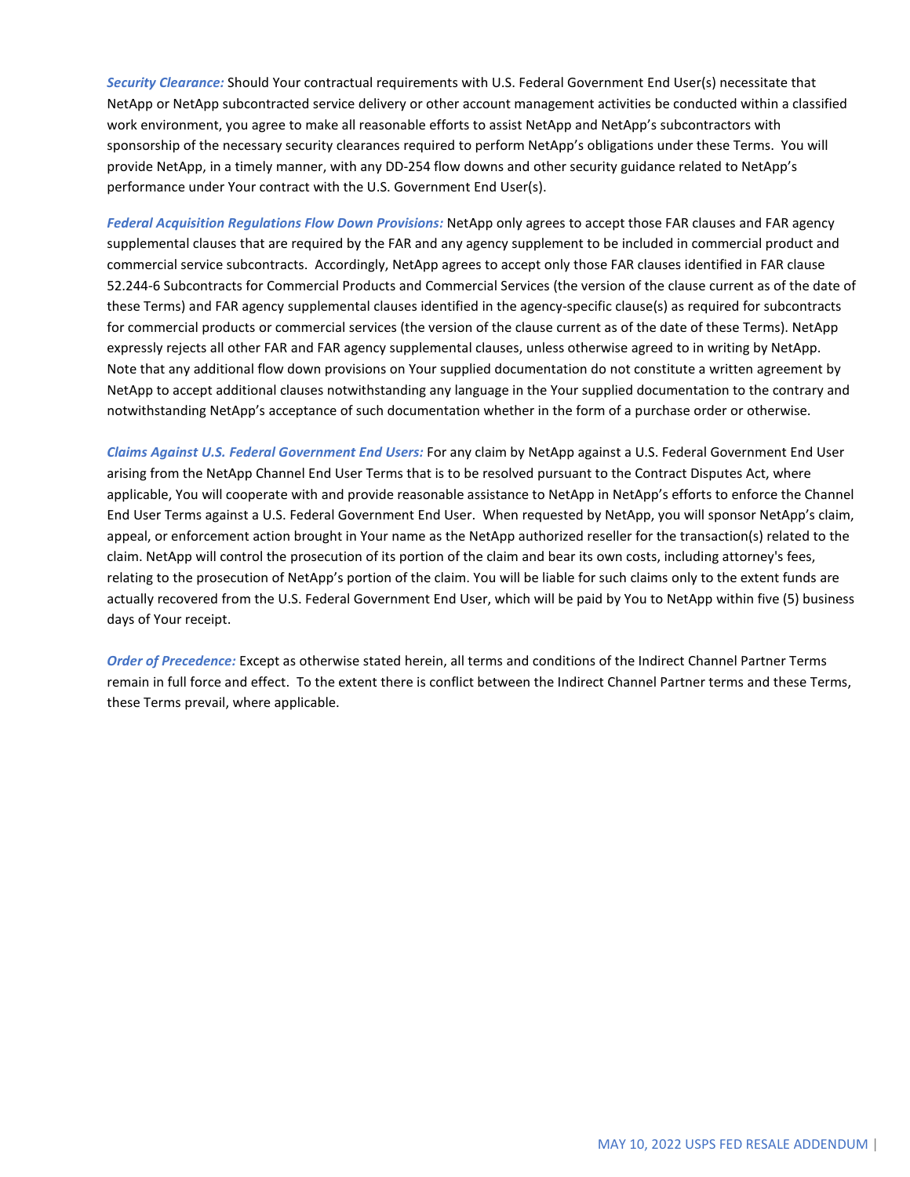***Security Clearance:*** Should Your contractual requirements with U.S. Federal Government End User(s) necessitate that NetApp or NetApp subcontracted service delivery or other account management activities be conducted within a classified work environment, you agree to make all reasonable efforts to assist NetApp and NetApp's subcontractors with sponsorship of the necessary security clearances required to perform NetApp's obligations under these Terms. You will provide NetApp, in a timely manner, with any DD-254 flow downs and other security guidance related to NetApp's performance under Your contract with the U.S. Government End User(s).

***Federal Acquisition Regulations Flow Down Provisions:*** NetApp only agrees to accept those FAR clauses and FAR agency supplemental clauses that are required by the FAR and any agency supplement to be included in commercial product and commercial service subcontracts. Accordingly, NetApp agrees to accept only those FAR clauses identified in FAR clause 52.244-6 Subcontracts for Commercial Products and Commercial Services (the version of the clause current as of the date of these Terms) and FAR agency supplemental clauses identified in the agency-specific clause(s) as required for subcontracts for commercial products or commercial services (the version of the clause current as of the date of these Terms). NetApp expressly rejects all other FAR and FAR agency supplemental clauses, unless otherwise agreed to in writing by NetApp. Note that any additional flow down provisions on Your supplied documentation do not constitute a written agreement by NetApp to accept additional clauses notwithstanding any language in the Your supplied documentation to the contrary and notwithstanding NetApp's acceptance of such documentation whether in the form of a purchase order or otherwise.

***Claims Against U.S. Federal Government End Users:*** For any claim by NetApp against a U.S. Federal Government End User arising from the NetApp Channel End User Terms that is to be resolved pursuant to the Contract Disputes Act, where applicable, You will cooperate with and provide reasonable assistance to NetApp in NetApp's efforts to enforce the Channel End User Terms against a U.S. Federal Government End User. When requested by NetApp, you will sponsor NetApp's claim, appeal, or enforcement action brought in Your name as the NetApp authorized reseller for the transaction(s) related to the claim. NetApp will control the prosecution of its portion of the claim and bear its own costs, including attorney's fees, relating to the prosecution of NetApp's portion of the claim. You will be liable for such claims only to the extent funds are actually recovered from the U.S. Federal Government End User, which will be paid by You to NetApp within five (5) business days of Your receipt.

***Order of Precedence:*** Except as otherwise stated herein, all terms and conditions of the Indirect Channel Partner Terms remain in full force and effect. To the extent there is conflict between the Indirect Channel Partner terms and these Terms, these Terms prevail, where applicable.